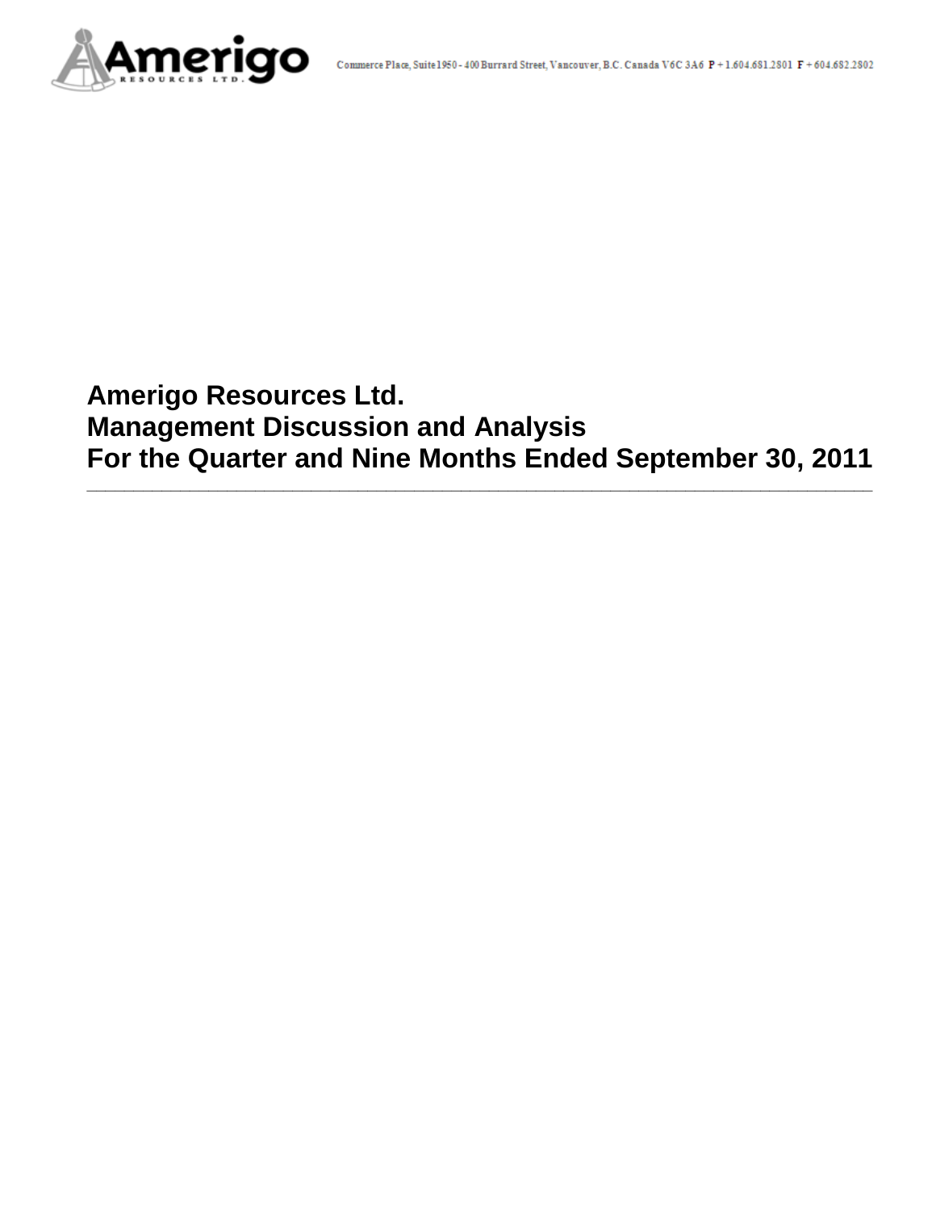Amerigo RESOURCES LTD.

Commerce Place, Suite 1950 - 400 Burrard Street, Vancouver, B.C. Canada V6C 3A6 P + 1.604.681.2801 F + 604.682.2802

# Amerigo Resources Ltd.
# Management Discussion and Analysis
# For the Quarter and Nine Months Ended September 30, 2011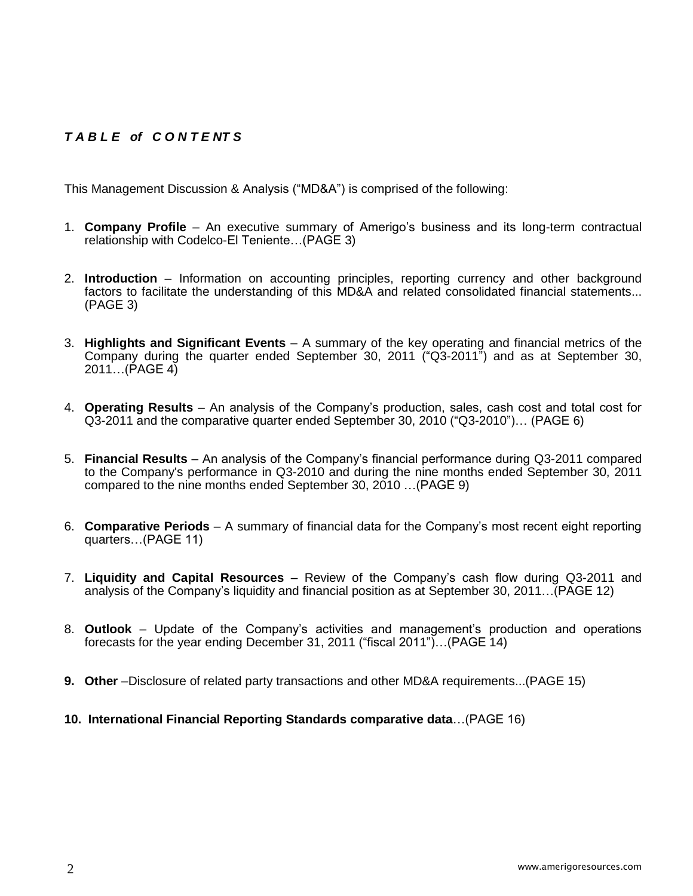## ***TABLE of CONTENTS***

This Management Discussion & Analysis ("MD&A") is comprised of the following:

1. **Company Profile** – An executive summary of Amerigo's business and its long-term contractual relationship with Codelco-El Teniente…(PAGE 3)

2. **Introduction** – Information on accounting principles, reporting currency and other background factors to facilitate the understanding of this MD&A and related consolidated financial statements... (PAGE 3)

3. **Highlights and Significant Events** – A summary of the key operating and financial metrics of the Company during the quarter ended September 30, 2011 ("Q3-2011") and as at September 30, 2011…(PAGE 4)

4. **Operating Results** – An analysis of the Company's production, sales, cash cost and total cost for Q3-2011 and the comparative quarter ended September 30, 2010 ("Q3-2010")… (PAGE 6)

5. **Financial Results** – An analysis of the Company's financial performance during Q3-2011 compared to the Company's performance in Q3-2010 and during the nine months ended September 30, 2011 compared to the nine months ended September 30, 2010 …(PAGE 9)

6. **Comparative Periods** – A summary of financial data for the Company's most recent eight reporting quarters…(PAGE 11)

7. **Liquidity and Capital Resources** – Review of the Company's cash flow during Q3-2011 and analysis of the Company's liquidity and financial position as at September 30, 2011…(PAGE 12)

8. **Outlook** – Update of the Company's activities and management's production and operations forecasts for the year ending December 31, 2011 ("fiscal 2011")…(PAGE 14)

9. **Other** –Disclosure of related party transactions and other MD&A requirements...(PAGE 15)

10. **International Financial Reporting Standards comparative data**…(PAGE 16)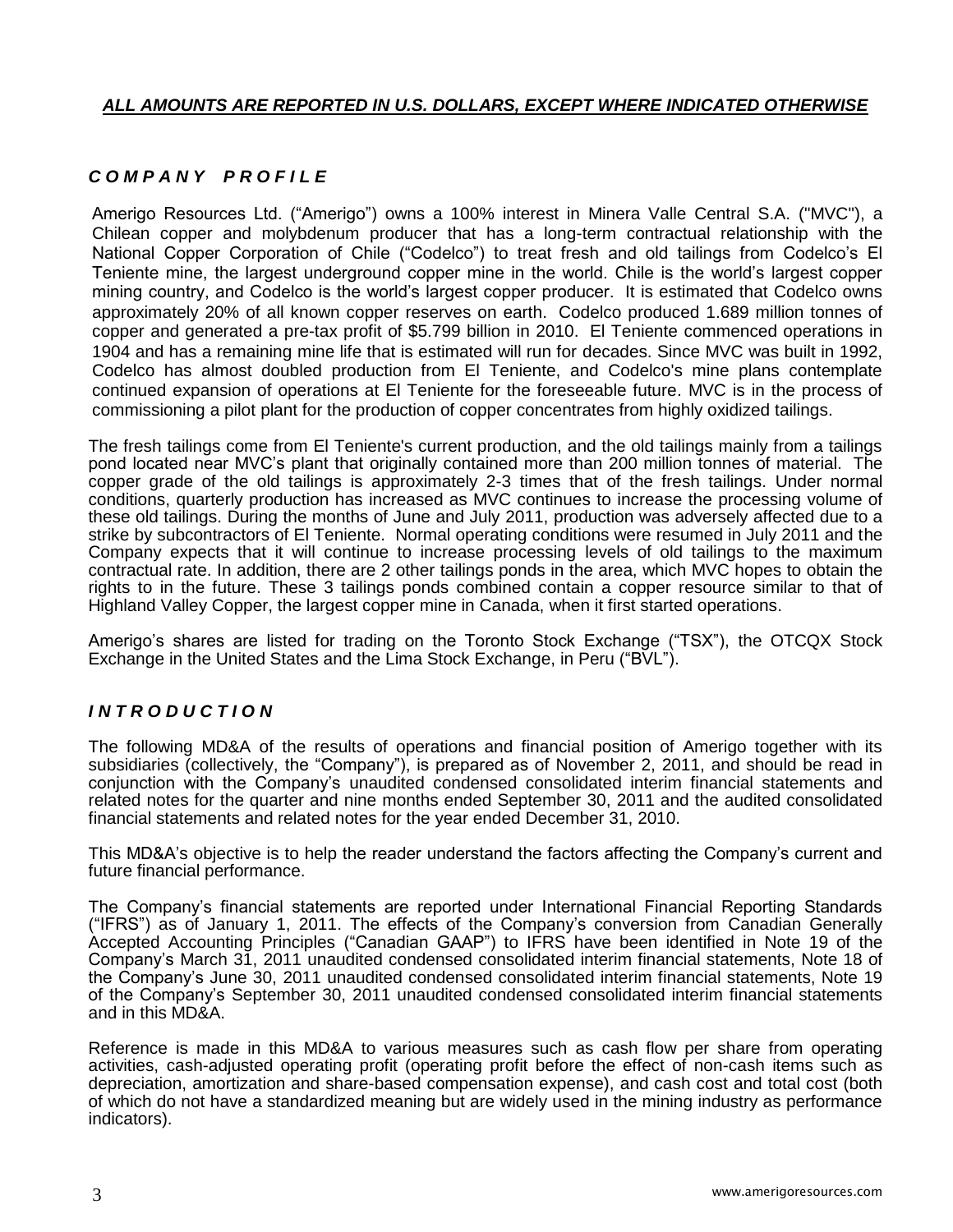***ALL AMOUNTS ARE REPORTED IN U.S. DOLLARS, EXCEPT WHERE INDICATED OTHERWISE***

## *C O M P A N Y   P R O F I L E*

Amerigo Resources Ltd. ("Amerigo") owns a 100% interest in Minera Valle Central S.A. ("MVC"), a Chilean copper and molybdenum producer that has a long-term contractual relationship with the National Copper Corporation of Chile ("Codelco") to treat fresh and old tailings from Codelco's El Teniente mine, the largest underground copper mine in the world. Chile is the world's largest copper mining country, and Codelco is the world's largest copper producer. It is estimated that Codelco owns approximately 20% of all known copper reserves on earth. Codelco produced 1.689 million tonnes of copper and generated a pre-tax profit of $5.799 billion in 2010. El Teniente commenced operations in 1904 and has a remaining mine life that is estimated will run for decades. Since MVC was built in 1992, Codelco has almost doubled production from El Teniente, and Codelco's mine plans contemplate continued expansion of operations at El Teniente for the foreseeable future. MVC is in the process of commissioning a pilot plant for the production of copper concentrates from highly oxidized tailings.

The fresh tailings come from El Teniente's current production, and the old tailings mainly from a tailings pond located near MVC's plant that originally contained more than 200 million tonnes of material. The copper grade of the old tailings is approximately 2-3 times that of the fresh tailings. Under normal conditions, quarterly production has increased as MVC continues to increase the processing volume of these old tailings. During the months of June and July 2011, production was adversely affected due to a strike by subcontractors of El Teniente. Normal operating conditions were resumed in July 2011 and the Company expects that it will continue to increase processing levels of old tailings to the maximum contractual rate. In addition, there are 2 other tailings ponds in the area, which MVC hopes to obtain the rights to in the future. These 3 tailings ponds combined contain a copper resource similar to that of Highland Valley Copper, the largest copper mine in Canada, when it first started operations.

Amerigo's shares are listed for trading on the Toronto Stock Exchange ("TSX"), the OTCQX Stock Exchange in the United States and the Lima Stock Exchange, in Peru ("BVL").

## *I N T R O D U C T I O N*

The following MD&A of the results of operations and financial position of Amerigo together with its subsidiaries (collectively, the "Company"), is prepared as of November 2, 2011, and should be read in conjunction with the Company's unaudited condensed consolidated interim financial statements and related notes for the quarter and nine months ended September 30, 2011 and the audited consolidated financial statements and related notes for the year ended December 31, 2010.

This MD&A's objective is to help the reader understand the factors affecting the Company's current and future financial performance.

The Company's financial statements are reported under International Financial Reporting Standards ("IFRS") as of January 1, 2011. The effects of the Company's conversion from Canadian Generally Accepted Accounting Principles ("Canadian GAAP") to IFRS have been identified in Note 19 of the Company's March 31, 2011 unaudited condensed consolidated interim financial statements, Note 18 of the Company's June 30, 2011 unaudited condensed consolidated interim financial statements, Note 19 of the Company's September 30, 2011 unaudited condensed consolidated interim financial statements and in this MD&A.

Reference is made in this MD&A to various measures such as cash flow per share from operating activities, cash-adjusted operating profit (operating profit before the effect of non-cash items such as depreciation, amortization and share-based compensation expense), and cash cost and total cost (both of which do not have a standardized meaning but are widely used in the mining industry as performance indicators).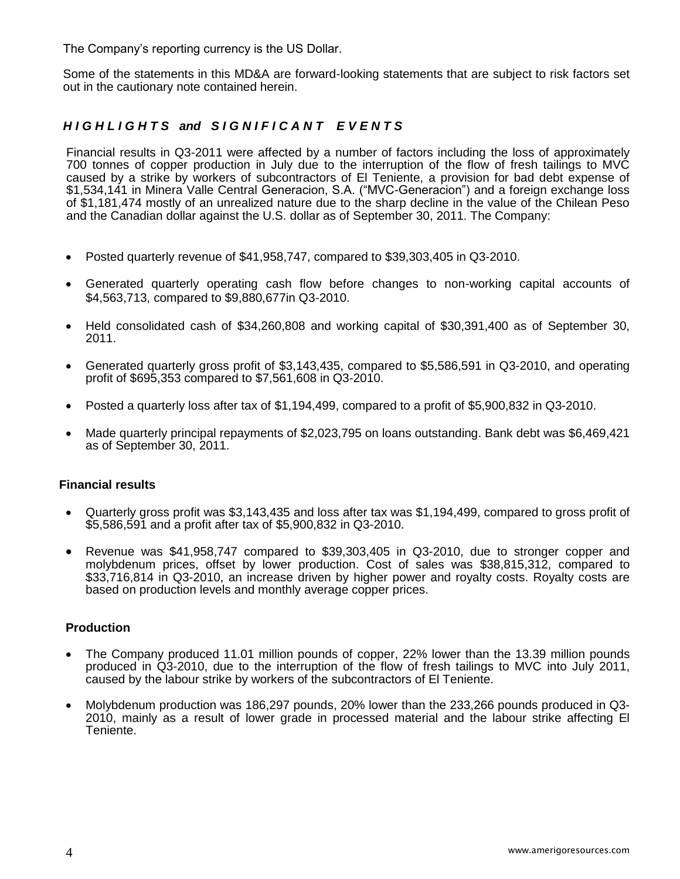The Company's reporting currency is the US Dollar.

Some of the statements in this MD&A are forward-looking statements that are subject to risk factors set out in the cautionary note contained herein.

## *HIGHLIGHTS and SIGNIFICANT EVENTS*

Financial results in Q3-2011 were affected by a number of factors including the loss of approximately 700 tonnes of copper production in July due to the interruption of the flow of fresh tailings to MVC caused by a strike by workers of subcontractors of El Teniente, a provision for bad debt expense of $1,534,141 in Minera Valle Central Generacion, S.A. ("MVC-Generacion") and a foreign exchange loss of $1,181,474 mostly of an unrealized nature due to the sharp decline in the value of the Chilean Peso and the Canadian dollar against the U.S. dollar as of September 30, 2011. The Company:

- Posted quarterly revenue of $41,958,747, compared to $39,303,405 in Q3-2010.
- Generated quarterly operating cash flow before changes to non-working capital accounts of $4,563,713, compared to $9,880,677in Q3-2010.
- Held consolidated cash of $34,260,808 and working capital of $30,391,400 as of September 30, 2011.
- Generated quarterly gross profit of $3,143,435, compared to $5,586,591 in Q3-2010, and operating profit of $695,353 compared to $7,561,608 in Q3-2010.
- Posted a quarterly loss after tax of $1,194,499, compared to a profit of $5,900,832 in Q3-2010.
- Made quarterly principal repayments of $2,023,795 on loans outstanding. Bank debt was $6,469,421 as of September 30, 2011.

### Financial results

- Quarterly gross profit was $3,143,435 and loss after tax was $1,194,499, compared to gross profit of $5,586,591 and a profit after tax of $5,900,832 in Q3-2010.
- Revenue was $41,958,747 compared to $39,303,405 in Q3-2010, due to stronger copper and molybdenum prices, offset by lower production. Cost of sales was $38,815,312, compared to $33,716,814 in Q3-2010, an increase driven by higher power and royalty costs. Royalty costs are based on production levels and monthly average copper prices.

### Production

- The Company produced 11.01 million pounds of copper, 22% lower than the 13.39 million pounds produced in Q3-2010, due to the interruption of the flow of fresh tailings to MVC into July 2011, caused by the labour strike by workers of the subcontractors of El Teniente.
- Molybdenum production was 186,297 pounds, 20% lower than the 233,266 pounds produced in Q3-2010, mainly as a result of lower grade in processed material and the labour strike affecting El Teniente.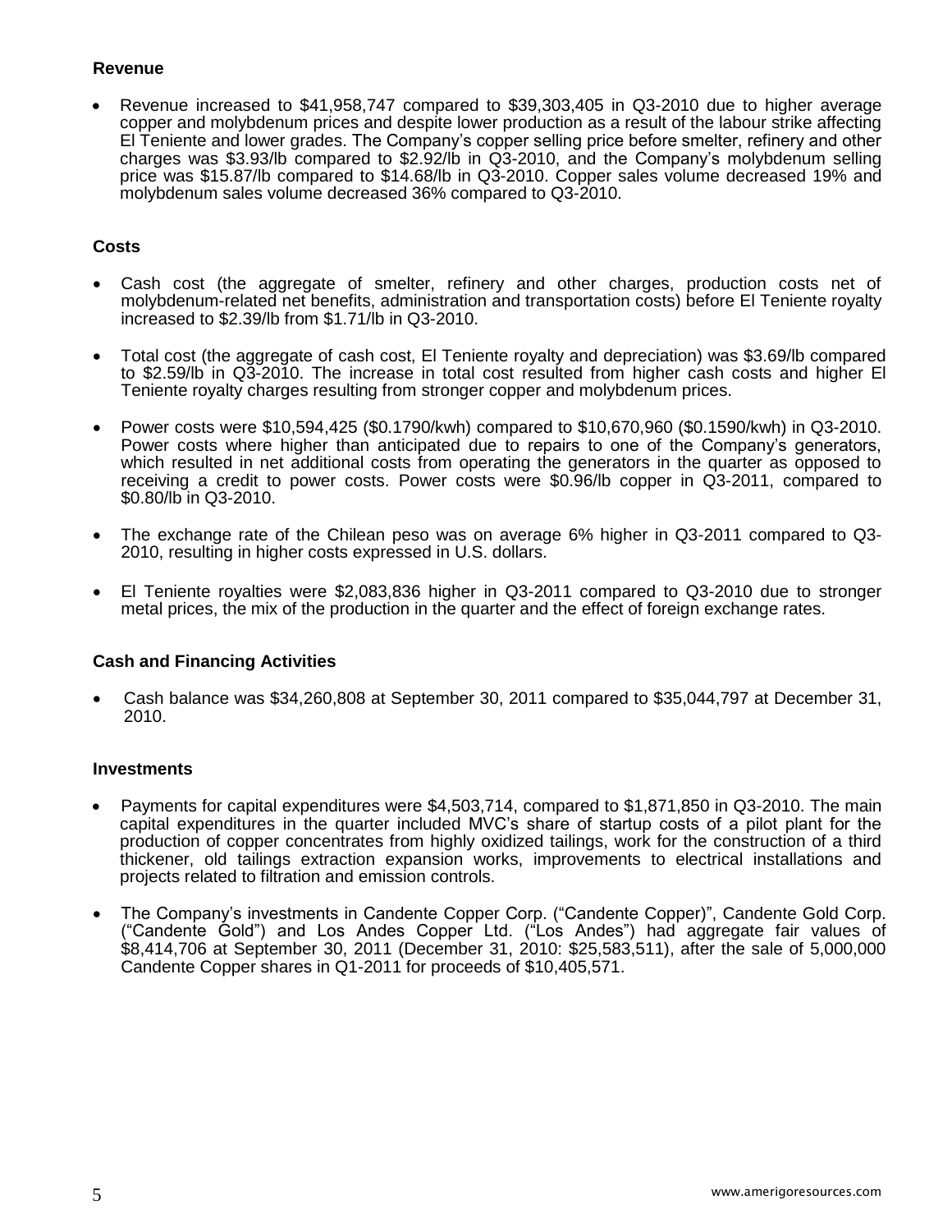### Revenue

- Revenue increased to $41,958,747 compared to $39,303,405 in Q3-2010 due to higher average copper and molybdenum prices and despite lower production as a result of the labour strike affecting El Teniente and lower grades. The Company's copper selling price before smelter, refinery and other charges was $3.93/lb compared to $2.92/lb in Q3-2010, and the Company's molybdenum selling price was $15.87/lb compared to $14.68/lb in Q3-2010. Copper sales volume decreased 19% and molybdenum sales volume decreased 36% compared to Q3-2010.

### Costs

- Cash cost (the aggregate of smelter, refinery and other charges, production costs net of molybdenum-related net benefits, administration and transportation costs) before El Teniente royalty increased to $2.39/lb from $1.71/lb in Q3-2010.
- Total cost (the aggregate of cash cost, El Teniente royalty and depreciation) was $3.69/lb compared to $2.59/lb in Q3-2010. The increase in total cost resulted from higher cash costs and higher El Teniente royalty charges resulting from stronger copper and molybdenum prices.
- Power costs were $10,594,425 ($0.1790/kwh) compared to $10,670,960 ($0.1590/kwh) in Q3-2010. Power costs where higher than anticipated due to repairs to one of the Company's generators, which resulted in net additional costs from operating the generators in the quarter as opposed to receiving a credit to power costs. Power costs were $0.96/lb copper in Q3-2011, compared to $0.80/lb in Q3-2010.
- The exchange rate of the Chilean peso was on average 6% higher in Q3-2011 compared to Q3-2010, resulting in higher costs expressed in U.S. dollars.
- El Teniente royalties were $2,083,836 higher in Q3-2011 compared to Q3-2010 due to stronger metal prices, the mix of the production in the quarter and the effect of foreign exchange rates.

### Cash and Financing Activities

- Cash balance was $34,260,808 at September 30, 2011 compared to $35,044,797 at December 31, 2010.

### Investments

- Payments for capital expenditures were $4,503,714, compared to $1,871,850 in Q3-2010. The main capital expenditures in the quarter included MVC's share of startup costs of a pilot plant for the production of copper concentrates from highly oxidized tailings, work for the construction of a third thickener, old tailings extraction expansion works, improvements to electrical installations and projects related to filtration and emission controls.
- The Company's investments in Candente Copper Corp. ("Candente Copper)", Candente Gold Corp. ("Candente Gold") and Los Andes Copper Ltd. ("Los Andes") had aggregate fair values of $8,414,706 at September 30, 2011 (December 31, 2010: $25,583,511), after the sale of 5,000,000 Candente Copper shares in Q1-2011 for proceeds of $10,405,571.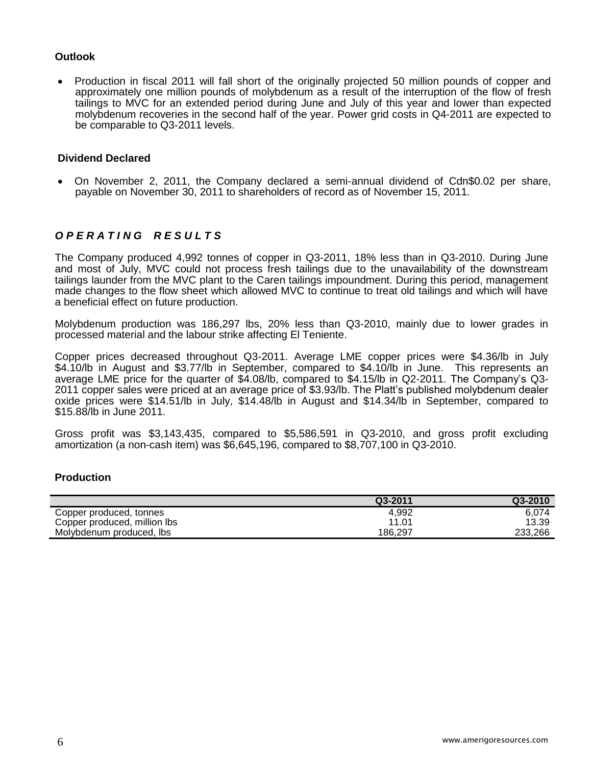### Outlook

- Production in fiscal 2011 will fall short of the originally projected 50 million pounds of copper and approximately one million pounds of molybdenum as a result of the interruption of the flow of fresh tailings to MVC for an extended period during June and July of this year and lower than expected molybdenum recoveries in the second half of the year. Power grid costs in Q4-2011 are expected to be comparable to Q3-2011 levels.

### Dividend Declared

- On November 2, 2011, the Company declared a semi-annual dividend of Cdn$0.02 per share, payable on November 30, 2011 to shareholders of record as of November 15, 2011.

## *OPERATING RESULTS*

The Company produced 4,992 tonnes of copper in Q3-2011, 18% less than in Q3-2010. During June and most of July, MVC could not process fresh tailings due to the unavailability of the downstream tailings launder from the MVC plant to the Caren tailings impoundment. During this period, management made changes to the flow sheet which allowed MVC to continue to treat old tailings and which will have a beneficial effect on future production.

Molybdenum production was 186,297 lbs, 20% less than Q3-2010, mainly due to lower grades in processed material and the labour strike affecting El Teniente.

Copper prices decreased throughout Q3-2011. Average LME copper prices were $4.36/lb in July $4.10/lb in August and $3.77/lb in September, compared to $4.10/lb in June. This represents an average LME price for the quarter of $4.08/lb, compared to $4.15/lb in Q2-2011. The Company's Q3-2011 copper sales were priced at an average price of $3.93/lb. The Platt's published molybdenum dealer oxide prices were $14.51/lb in July, $14.48/lb in August and $14.34/lb in September, compared to $15.88/lb in June 2011.

Gross profit was $3,143,435, compared to $5,586,591 in Q3-2010, and gross profit excluding amortization (a non-cash item) was $6,645,196, compared to $8,707,100 in Q3-2010.

### Production

| | Q3-2011 | Q3-2010 |
|---|---|---|
| Copper produced, tonnes | 4,992 | 6,074 |
| Copper produced, million lbs | 11.01 | 13.39 |
| Molybdenum produced, lbs | 186,297 | 233,266 |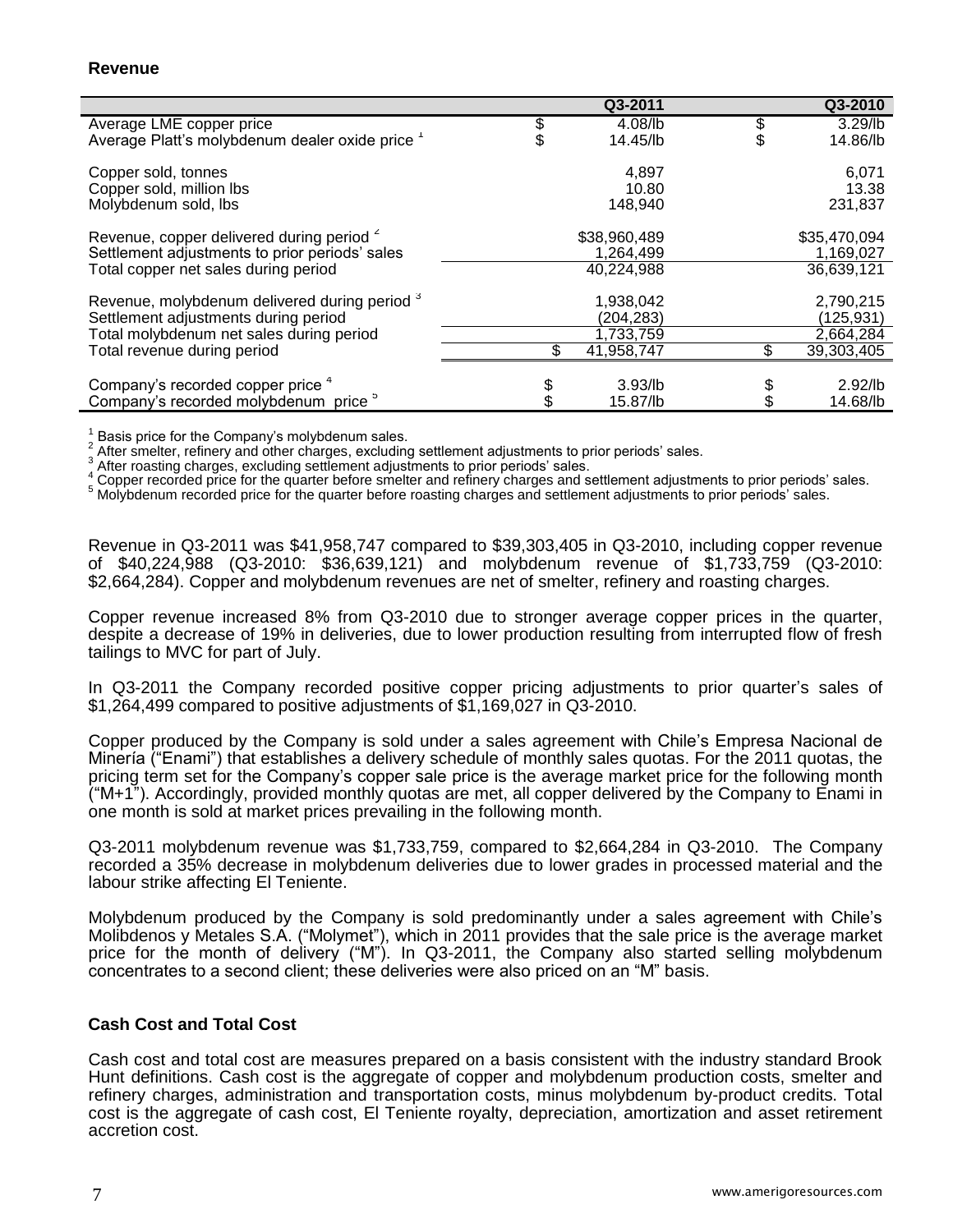**Revenue**

| | Q3-2011 | Q3-2010 |
|---|---|---|
| Average LME copper price | $ 4.08/lb | $ 3.29/lb |
| Average Platt's molybdenum dealer oxide price [1] | $ 14.45/lb | $ 14.86/lb |
| Copper sold, tonnes | 4,897 | 6,071 |
| Copper sold, million lbs | 10.80 | 13.38 |
| Molybdenum sold, lbs | 148,940 | 231,837 |
| Revenue, copper delivered during period [2] | $38,960,489 | $35,470,094 |
| Settlement adjustments to prior periods' sales | 1,264,499 | 1,169,027 |
| Total copper net sales during period | 40,224,988 | 36,639,121 |
| Revenue, molybdenum delivered during period [3] | 1,938,042 | 2,790,215 |
| Settlement adjustments during period | (204,283) | (125,931) |
| Total molybdenum net sales during period | 1,733,759 | 2,664,284 |
| Total revenue during period | $ 41,958,747 | $ 39,303,405 |
| Company's recorded copper price [4] | $ 3.93/lb | $ 2.92/lb |
| Company's recorded molybdenum price [5] | $ 15.87/lb | $ 14.68/lb |

[1] Basis price for the Company's molybdenum sales.
[2] After smelter, refinery and other charges, excluding settlement adjustments to prior periods' sales.
[3] After roasting charges, excluding settlement adjustments to prior periods' sales.
[4] Copper recorded price for the quarter before smelter and refinery charges and settlement adjustments to prior periods' sales.
[5] Molybdenum recorded price for the quarter before roasting charges and settlement adjustments to prior periods' sales.

Revenue in Q3-2011 was $41,958,747 compared to $39,303,405 in Q3-2010, including copper revenue of $40,224,988 (Q3-2010: $36,639,121) and molybdenum revenue of $1,733,759 (Q3-2010: $2,664,284). Copper and molybdenum revenues are net of smelter, refinery and roasting charges.

Copper revenue increased 8% from Q3-2010 due to stronger average copper prices in the quarter, despite a decrease of 19% in deliveries, due to lower production resulting from interrupted flow of fresh tailings to MVC for part of July.

In Q3-2011 the Company recorded positive copper pricing adjustments to prior quarter's sales of $1,264,499 compared to positive adjustments of $1,169,027 in Q3-2010.

Copper produced by the Company is sold under a sales agreement with Chile's Empresa Nacional de Minería ("Enami") that establishes a delivery schedule of monthly sales quotas. For the 2011 quotas, the pricing term set for the Company's copper sale price is the average market price for the following month ("M+1"). Accordingly, provided monthly quotas are met, all copper delivered by the Company to Enami in one month is sold at market prices prevailing in the following month.

Q3-2011 molybdenum revenue was $1,733,759, compared to $2,664,284 in Q3-2010. The Company recorded a 35% decrease in molybdenum deliveries due to lower grades in processed material and the labour strike affecting El Teniente.

Molybdenum produced by the Company is sold predominantly under a sales agreement with Chile's Molibdenos y Metales S.A. ("Molymet"), which in 2011 provides that the sale price is the average market price for the month of delivery ("M"). In Q3-2011, the Company also started selling molybdenum concentrates to a second client; these deliveries were also priced on an "M" basis.

**Cash Cost and Total Cost**

Cash cost and total cost are measures prepared on a basis consistent with the industry standard Brook Hunt definitions. Cash cost is the aggregate of copper and molybdenum production costs, smelter and refinery charges, administration and transportation costs, minus molybdenum by-product credits. Total cost is the aggregate of cash cost, El Teniente royalty, depreciation, amortization and asset retirement accretion cost.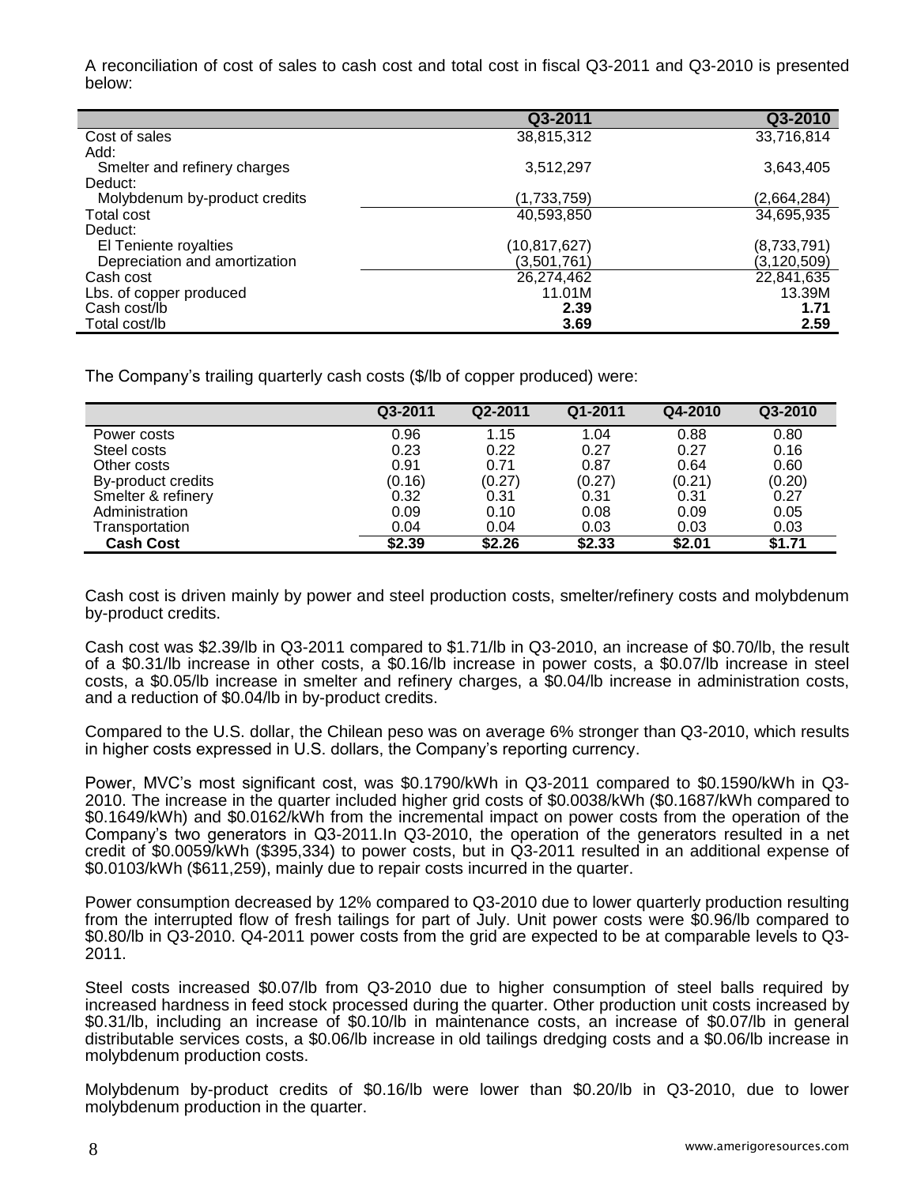A reconciliation of cost of sales to cash cost and total cost in fiscal Q3-2011 and Q3-2010 is presented below:

| | Q3-2011 | Q3-2010 |
|---|---|---|
| Cost of sales | 38,815,312 | 33,716,814 |
| Add: | | |
| Smelter and refinery charges | 3,512,297 | 3,643,405 |
| Deduct: | | |
| Molybdenum by-product credits | (1,733,759) | (2,664,284) |
| Total cost | 40,593,850 | 34,695,935 |
| Deduct: | | |
| El Teniente royalties | (10,817,627) | (8,733,791) |
| Depreciation and amortization | (3,501,761) | (3,120,509) |
| Cash cost | 26,274,462 | 22,841,635 |
| Lbs. of copper produced | 11.01M | 13.39M |
| Cash cost/lb | **2.39** | **1.71** |
| Total cost/lb | **3.69** | **2.59** |

The Company's trailing quarterly cash costs ($/lb of copper produced) were:

| | Q3-2011 | Q2-2011 | Q1-2011 | Q4-2010 | Q3-2010 |
|---|---|---|---|---|---|
| Power costs | 0.96 | 1.15 | 1.04 | 0.88 | 0.80 |
| Steel costs | 0.23 | 0.22 | 0.27 | 0.27 | 0.16 |
| Other costs | 0.91 | 0.71 | 0.87 | 0.64 | 0.60 |
| By-product credits | (0.16) | (0.27) | (0.27) | (0.21) | (0.20) |
| Smelter & refinery | 0.32 | 0.31 | 0.31 | 0.31 | 0.27 |
| Administration | 0.09 | 0.10 | 0.08 | 0.09 | 0.05 |
| Transportation | 0.04 | 0.04 | 0.03 | 0.03 | 0.03 |
| **Cash Cost** | **$2.39** | **$2.26** | **$2.33** | **$2.01** | **$1.71** |

Cash cost is driven mainly by power and steel production costs, smelter/refinery costs and molybdenum by-product credits.

Cash cost was $2.39/lb in Q3-2011 compared to $1.71/lb in Q3-2010, an increase of $0.70/lb, the result of a $0.31/lb increase in other costs, a $0.16/lb increase in power costs, a $0.07/lb increase in steel costs, a $0.05/lb increase in smelter and refinery charges, a $0.04/lb increase in administration costs, and a reduction of $0.04/lb in by-product credits.

Compared to the U.S. dollar, the Chilean peso was on average 6% stronger than Q3-2010, which results in higher costs expressed in U.S. dollars, the Company's reporting currency.

Power, MVC's most significant cost, was $0.1790/kWh in Q3-2011 compared to $0.1590/kWh in Q3-2010. The increase in the quarter included higher grid costs of $0.0038/kWh ($0.1687/kWh compared to $0.1649/kWh) and $0.0162/kWh from the incremental impact on power costs from the operation of the Company's two generators in Q3-2011.In Q3-2010, the operation of the generators resulted in a net credit of $0.0059/kWh ($395,334) to power costs, but in Q3-2011 resulted in an additional expense of $0.0103/kWh ($611,259), mainly due to repair costs incurred in the quarter.

Power consumption decreased by 12% compared to Q3-2010 due to lower quarterly production resulting from the interrupted flow of fresh tailings for part of July. Unit power costs were $0.96/lb compared to $0.80/lb in Q3-2010. Q4-2011 power costs from the grid are expected to be at comparable levels to Q3-2011.

Steel costs increased $0.07/lb from Q3-2010 due to higher consumption of steel balls required by increased hardness in feed stock processed during the quarter. Other production unit costs increased by $0.31/lb, including an increase of $0.10/lb in maintenance costs, an increase of $0.07/lb in general distributable services costs, a $0.06/lb increase in old tailings dredging costs and a $0.06/lb increase in molybdenum production costs.

Molybdenum by-product credits of $0.16/lb were lower than $0.20/lb in Q3-2010, due to lower molybdenum production in the quarter.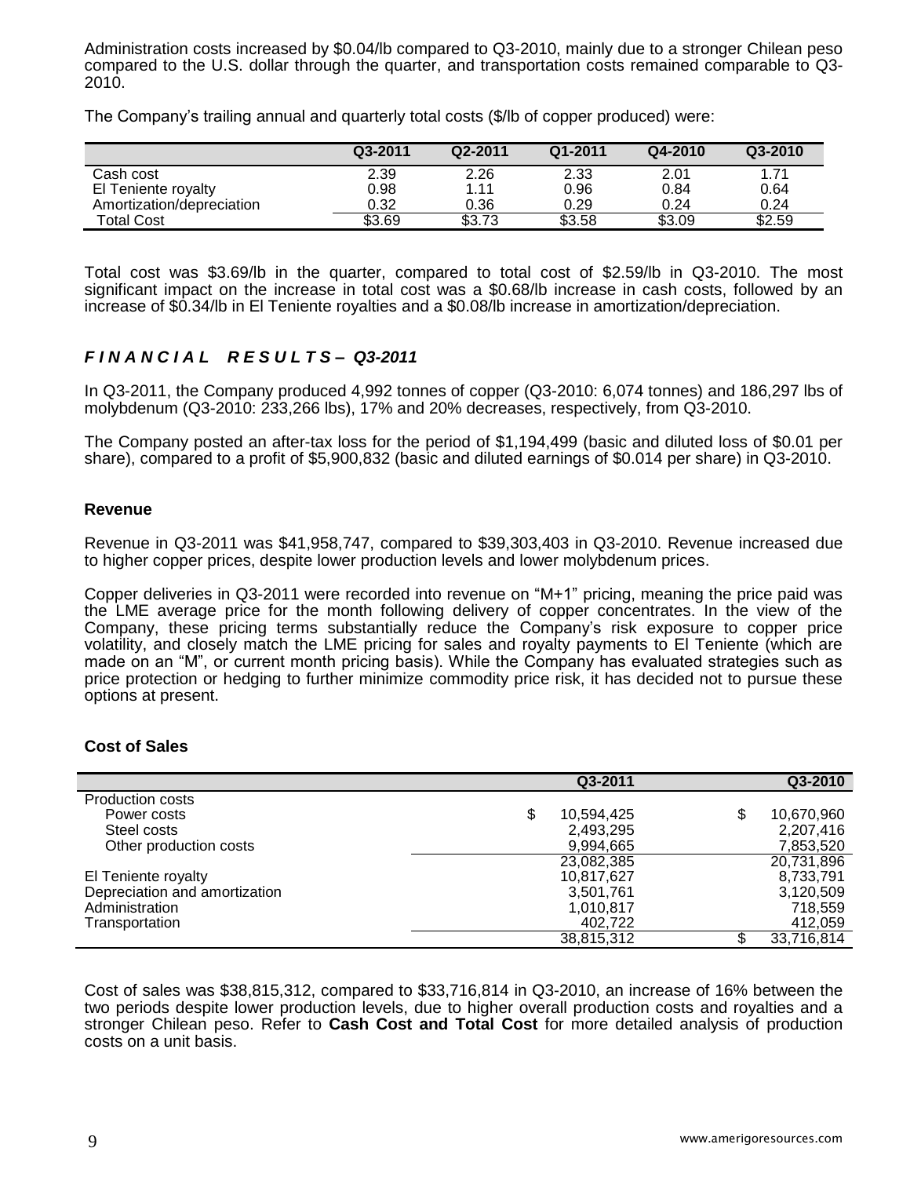Administration costs increased by $0.04/lb compared to Q3-2010, mainly due to a stronger Chilean peso compared to the U.S. dollar through the quarter, and transportation costs remained comparable to Q3-2010.

The Company's trailing annual and quarterly total costs ($/lb of copper produced) were:

| | Q3-2011 | Q2-2011 | Q1-2011 | Q4-2010 | Q3-2010 |
|---|---|---|---|---|---|
| Cash cost | 2.39 | 2.26 | 2.33 | 2.01 | 1.71 |
| El Teniente royalty | 0.98 | 1.11 | 0.96 | 0.84 | 0.64 |
| Amortization/depreciation | 0.32 | 0.36 | 0.29 | 0.24 | 0.24 |
| Total Cost | $3.69 | $3.73 | $3.58 | $3.09 | $2.59 |

Total cost was $3.69/lb in the quarter, compared to total cost of $2.59/lb in Q3-2010. The most significant impact on the increase in total cost was a $0.68/lb increase in cash costs, followed by an increase of $0.34/lb in El Teniente royalties and a $0.08/lb increase in amortization/depreciation.

## *FINANCIAL RESULTS – Q3-2011*

In Q3-2011, the Company produced 4,992 tonnes of copper (Q3-2010: 6,074 tonnes) and 186,297 lbs of molybdenum (Q3-2010: 233,266 lbs), 17% and 20% decreases, respectively, from Q3-2010.

The Company posted an after-tax loss for the period of $1,194,499 (basic and diluted loss of $0.01 per share), compared to a profit of $5,900,832 (basic and diluted earnings of $0.014 per share) in Q3-2010.

### Revenue

Revenue in Q3-2011 was $41,958,747, compared to $39,303,403 in Q3-2010. Revenue increased due to higher copper prices, despite lower production levels and lower molybdenum prices.

Copper deliveries in Q3-2011 were recorded into revenue on "M+1" pricing, meaning the price paid was the LME average price for the month following delivery of copper concentrates. In the view of the Company, these pricing terms substantially reduce the Company's risk exposure to copper price volatility, and closely match the LME pricing for sales and royalty payments to El Teniente (which are made on an "M", or current month pricing basis). While the Company has evaluated strategies such as price protection or hedging to further minimize commodity price risk, it has decided not to pursue these options at present.

### Cost of Sales

| | Q3-2011 | Q3-2010 |
|---|---|---|
| Production costs | | |
| Power costs | $ 10,594,425 | $ 10,670,960 |
| Steel costs | 2,493,295 | 2,207,416 |
| Other production costs | 9,994,665 | 7,853,520 |
| | 23,082,385 | 20,731,896 |
| El Teniente royalty | 10,817,627 | 8,733,791 |
| Depreciation and amortization | 3,501,761 | 3,120,509 |
| Administration | 1,010,817 | 718,559 |
| Transportation | 402,722 | 412,059 |
| | 38,815,312 | $ 33,716,814 |

Cost of sales was $38,815,312, compared to $33,716,814 in Q3-2010, an increase of 16% between the two periods despite lower production levels, due to higher overall production costs and royalties and a stronger Chilean peso. Refer to **Cash Cost and Total Cost** for more detailed analysis of production costs on a unit basis.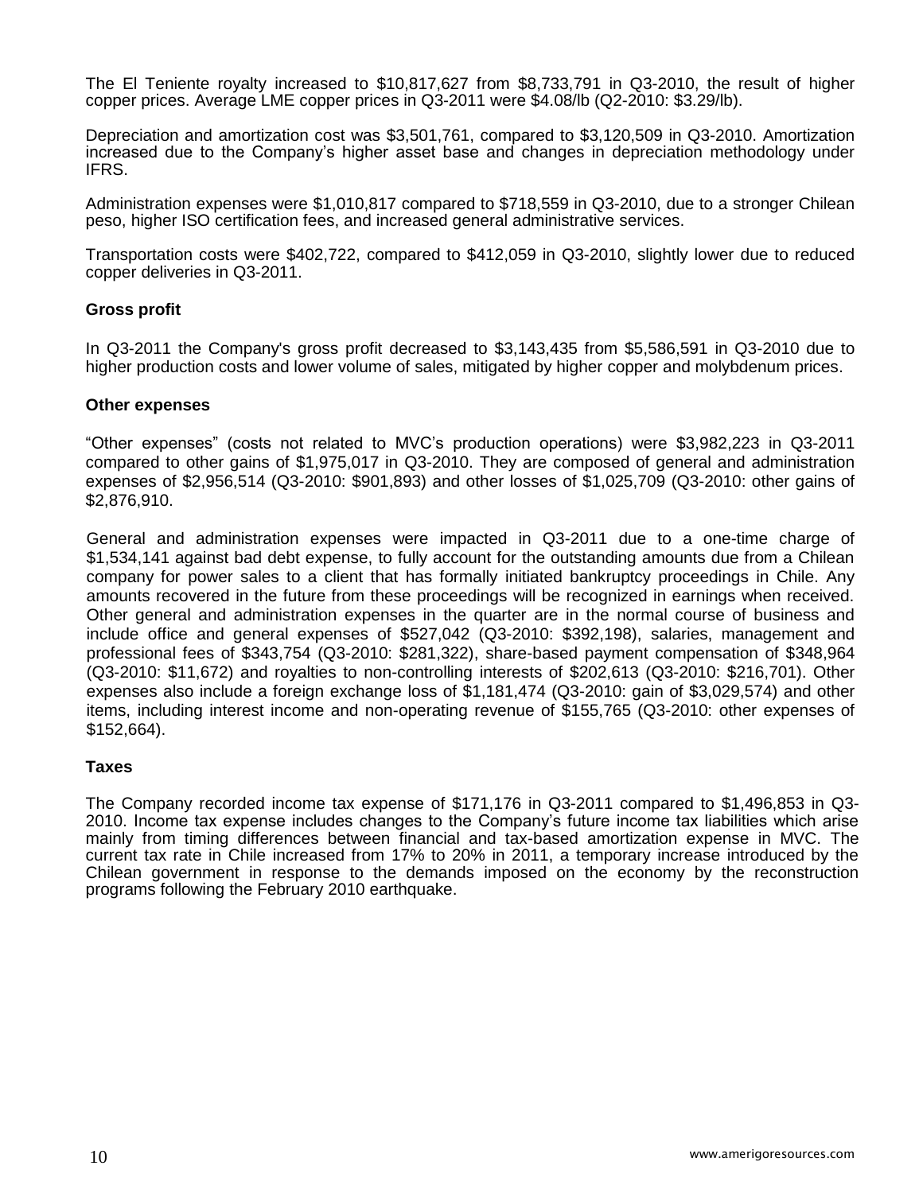The El Teniente royalty increased to $10,817,627 from $8,733,791 in Q3-2010, the result of higher copper prices. Average LME copper prices in Q3-2011 were $4.08/lb (Q2-2010: $3.29/lb).

Depreciation and amortization cost was $3,501,761, compared to $3,120,509 in Q3-2010. Amortization increased due to the Company's higher asset base and changes in depreciation methodology under IFRS.

Administration expenses were $1,010,817 compared to $718,559 in Q3-2010, due to a stronger Chilean peso, higher ISO certification fees, and increased general administrative services.

Transportation costs were $402,722, compared to $412,059 in Q3-2010, slightly lower due to reduced copper deliveries in Q3-2011.

**Gross profit**

In Q3-2011 the Company's gross profit decreased to $3,143,435 from $5,586,591 in Q3-2010 due to higher production costs and lower volume of sales, mitigated by higher copper and molybdenum prices.

**Other expenses**

"Other expenses" (costs not related to MVC's production operations) were $3,982,223 in Q3-2011 compared to other gains of $1,975,017 in Q3-2010. They are composed of general and administration expenses of $2,956,514 (Q3-2010: $901,893) and other losses of $1,025,709 (Q3-2010: other gains of $2,876,910.

General and administration expenses were impacted in Q3-2011 due to a one-time charge of $1,534,141 against bad debt expense, to fully account for the outstanding amounts due from a Chilean company for power sales to a client that has formally initiated bankruptcy proceedings in Chile. Any amounts recovered in the future from these proceedings will be recognized in earnings when received. Other general and administration expenses in the quarter are in the normal course of business and include office and general expenses of $527,042 (Q3-2010: $392,198), salaries, management and professional fees of $343,754 (Q3-2010: $281,322), share-based payment compensation of $348,964 (Q3-2010: $11,672) and royalties to non-controlling interests of $202,613 (Q3-2010: $216,701). Other expenses also include a foreign exchange loss of $1,181,474 (Q3-2010: gain of $3,029,574) and other items, including interest income and non-operating revenue of $155,765 (Q3-2010: other expenses of $152,664).

**Taxes**

The Company recorded income tax expense of $171,176 in Q3-2011 compared to $1,496,853 in Q3-2010. Income tax expense includes changes to the Company's future income tax liabilities which arise mainly from timing differences between financial and tax-based amortization expense in MVC. The current tax rate in Chile increased from 17% to 20% in 2011, a temporary increase introduced by the Chilean government in response to the demands imposed on the economy by the reconstruction programs following the February 2010 earthquake.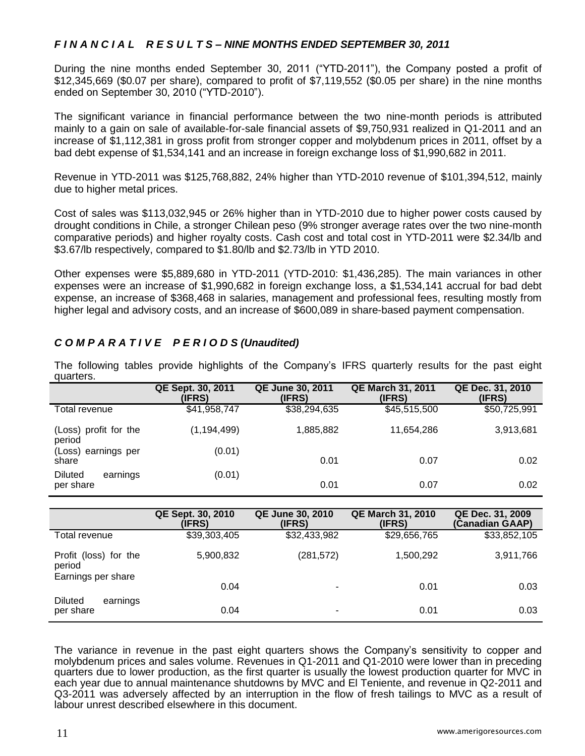## *FINANCIAL RESULTS – NINE MONTHS ENDED SEPTEMBER 30, 2011*

During the nine months ended September 30, 2011 ("YTD-2011"), the Company posted a profit of $12,345,669 ($0.07 per share), compared to profit of $7,119,552 ($0.05 per share) in the nine months ended on September 30, 2010 ("YTD-2010").

The significant variance in financial performance between the two nine-month periods is attributed mainly to a gain on sale of available-for-sale financial assets of $9,750,931 realized in Q1-2011 and an increase of $1,112,381 in gross profit from stronger copper and molybdenum prices in 2011, offset by a bad debt expense of $1,534,141 and an increase in foreign exchange loss of $1,990,682 in 2011.

Revenue in YTD-2011 was $125,768,882, 24% higher than YTD-2010 revenue of $101,394,512, mainly due to higher metal prices.

Cost of sales was $113,032,945 or 26% higher than in YTD-2010 due to higher power costs caused by drought conditions in Chile, a stronger Chilean peso (9% stronger average rates over the two nine-month comparative periods) and higher royalty costs. Cash cost and total cost in YTD-2011 were $2.34/lb and $3.67/lb respectively, compared to $1.80/lb and $2.73/lb in YTD 2010.

Other expenses were $5,889,680 in YTD-2011 (YTD-2010: $1,436,285). The main variances in other expenses were an increase of $1,990,682 in foreign exchange loss, a $1,534,141 accrual for bad debt expense, an increase of $368,468 in salaries, management and professional fees, resulting mostly from higher legal and advisory costs, and an increase of $600,089 in share-based payment compensation.

## *COMPARATIVE PERIODS (Unaudited)*

The following tables provide highlights of the Company's IFRS quarterly results for the past eight quarters.

| | QE Sept. 30, 2011 (IFRS) | QE June 30, 2011 (IFRS) | QE March 31, 2011 (IFRS) | QE Dec. 31, 2010 (IFRS) |
|---|---|---|---|---|
| Total revenue | $41,958,747 | $38,294,635 | $45,515,500 | $50,725,991 |
| (Loss) profit for the period | (1,194,499) | 1,885,882 | 11,654,286 | 3,913,681 |
| (Loss) earnings per share | (0.01) | 0.01 | 0.07 | 0.02 |
| Diluted earnings per share | (0.01) | 0.01 | 0.07 | 0.02 |

| | QE Sept. 30, 2010 (IFRS) | QE June 30, 2010 (IFRS) | QE March 31, 2010 (IFRS) | QE Dec. 31, 2009 (Canadian GAAP) |
|---|---|---|---|---|
| Total revenue | $39,303,405 | $32,433,982 | $29,656,765 | $33,852,105 |
| Profit (loss) for the period | 5,900,832 | (281,572) | 1,500,292 | 3,911,766 |
| Earnings per share | 0.04 | - | 0.01 | 0.03 |
| Diluted earnings per share | 0.04 | - | 0.01 | 0.03 |

The variance in revenue in the past eight quarters shows the Company's sensitivity to copper and molybdenum prices and sales volume. Revenues in Q1-2011 and Q1-2010 were lower than in preceding quarters due to lower production, as the first quarter is usually the lowest production quarter for MVC in each year due to annual maintenance shutdowns by MVC and El Teniente, and revenue in Q2-2011 and Q3-2011 was adversely affected by an interruption in the flow of fresh tailings to MVC as a result of labour unrest described elsewhere in this document.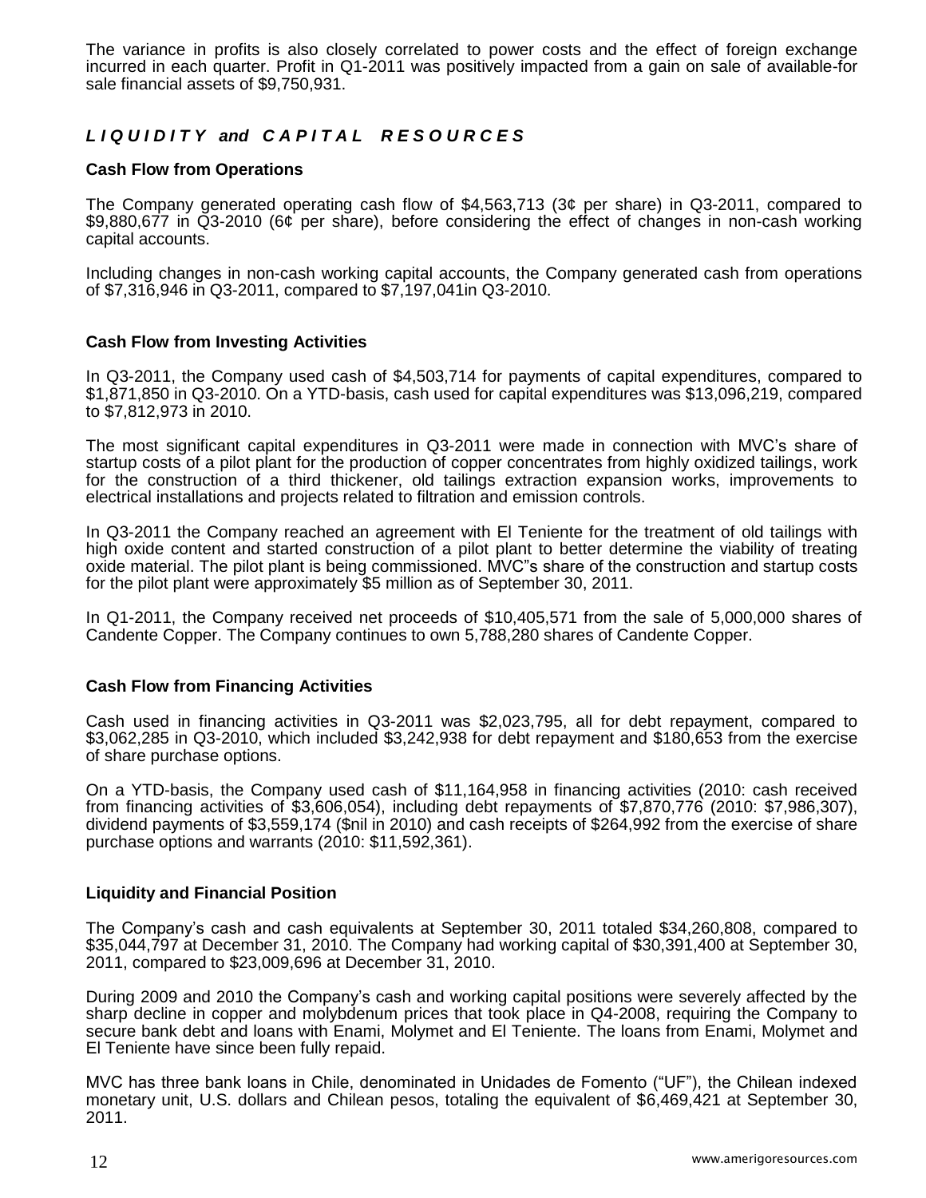The variance in profits is also closely correlated to power costs and the effect of foreign exchange incurred in each quarter. Profit in Q1-2011 was positively impacted from a gain on sale of available-for sale financial assets of $9,750,931.

## *LIQUIDITY and CAPITAL RESOURCES*

### Cash Flow from Operations

The Company generated operating cash flow of $4,563,713 (3¢ per share) in Q3-2011, compared to $9,880,677 in Q3-2010 (6¢ per share), before considering the effect of changes in non-cash working capital accounts.

Including changes in non-cash working capital accounts, the Company generated cash from operations of $7,316,946 in Q3-2011, compared to $7,197,041in Q3-2010.

### Cash Flow from Investing Activities

In Q3-2011, the Company used cash of $4,503,714 for payments of capital expenditures, compared to $1,871,850 in Q3-2010. On a YTD-basis, cash used for capital expenditures was $13,096,219, compared to $7,812,973 in 2010.

The most significant capital expenditures in Q3-2011 were made in connection with MVC's share of startup costs of a pilot plant for the production of copper concentrates from highly oxidized tailings, work for the construction of a third thickener, old tailings extraction expansion works, improvements to electrical installations and projects related to filtration and emission controls.

In Q3-2011 the Company reached an agreement with El Teniente for the treatment of old tailings with high oxide content and started construction of a pilot plant to better determine the viability of treating oxide material. The pilot plant is being commissioned. MVC"s share of the construction and startup costs for the pilot plant were approximately $5 million as of September 30, 2011.

In Q1-2011, the Company received net proceeds of $10,405,571 from the sale of 5,000,000 shares of Candente Copper. The Company continues to own 5,788,280 shares of Candente Copper.

### Cash Flow from Financing Activities

Cash used in financing activities in Q3-2011 was $2,023,795, all for debt repayment, compared to $3,062,285 in Q3-2010, which included $3,242,938 for debt repayment and $180,653 from the exercise of share purchase options.

On a YTD-basis, the Company used cash of $11,164,958 in financing activities (2010: cash received from financing activities of $3,606,054), including debt repayments of $7,870,776 (2010: $7,986,307), dividend payments of $3,559,174 ($nil in 2010) and cash receipts of $264,992 from the exercise of share purchase options and warrants (2010: $11,592,361).

### Liquidity and Financial Position

The Company's cash and cash equivalents at September 30, 2011 totaled $34,260,808, compared to $35,044,797 at December 31, 2010. The Company had working capital of $30,391,400 at September 30, 2011, compared to $23,009,696 at December 31, 2010.

During 2009 and 2010 the Company's cash and working capital positions were severely affected by the sharp decline in copper and molybdenum prices that took place in Q4-2008, requiring the Company to secure bank debt and loans with Enami, Molymet and El Teniente. The loans from Enami, Molymet and El Teniente have since been fully repaid.

MVC has three bank loans in Chile, denominated in Unidades de Fomento ("UF"), the Chilean indexed monetary unit, U.S. dollars and Chilean pesos, totaling the equivalent of $6,469,421 at September 30, 2011.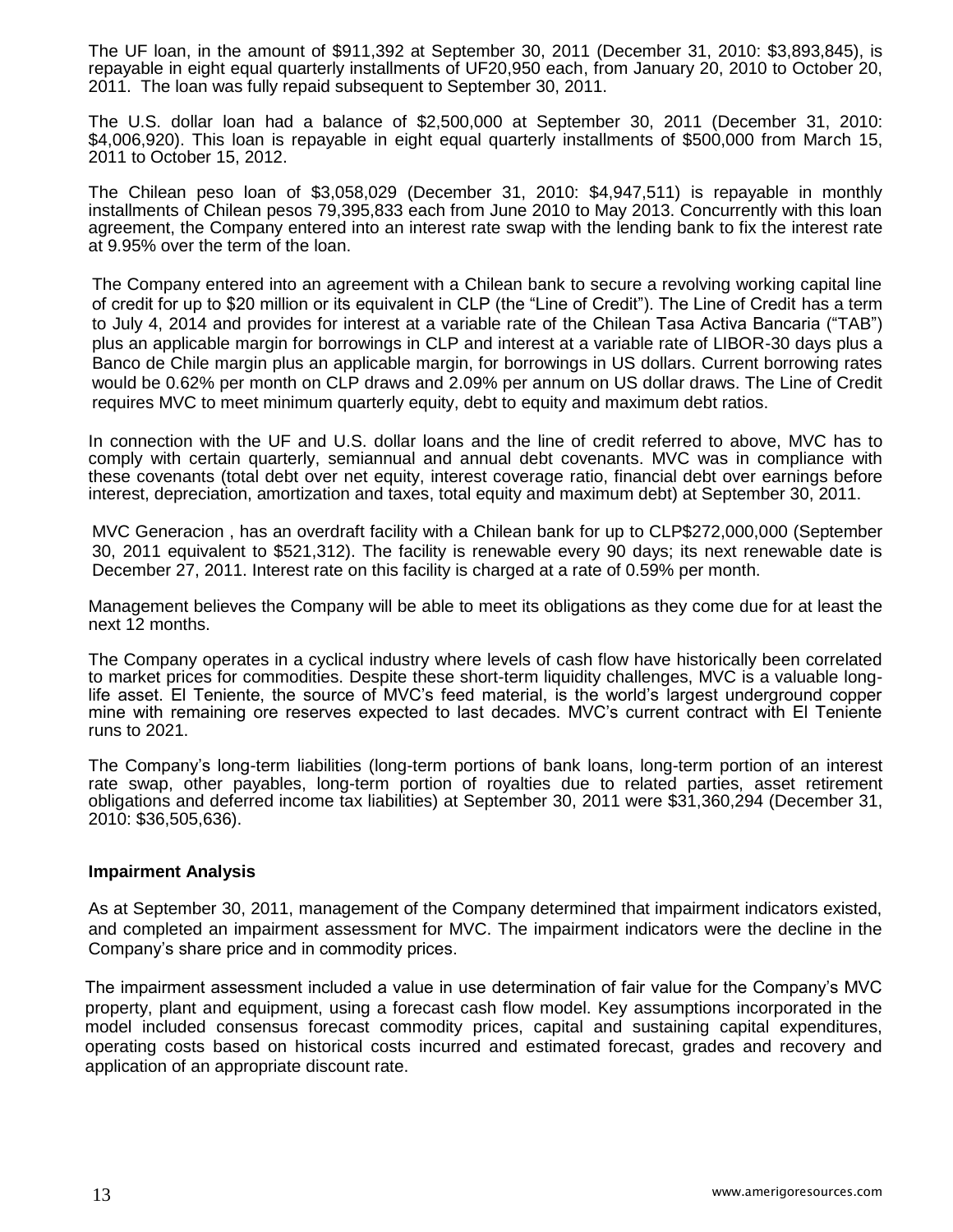The UF loan, in the amount of $911,392 at September 30, 2011 (December 31, 2010: $3,893,845), is repayable in eight equal quarterly installments of UF20,950 each, from January 20, 2010 to October 20, 2011. The loan was fully repaid subsequent to September 30, 2011.

The U.S. dollar loan had a balance of $2,500,000 at September 30, 2011 (December 31, 2010: $4,006,920). This loan is repayable in eight equal quarterly installments of $500,000 from March 15, 2011 to October 15, 2012.

The Chilean peso loan of $3,058,029 (December 31, 2010: $4,947,511) is repayable in monthly installments of Chilean pesos 79,395,833 each from June 2010 to May 2013. Concurrently with this loan agreement, the Company entered into an interest rate swap with the lending bank to fix the interest rate at 9.95% over the term of the loan.

The Company entered into an agreement with a Chilean bank to secure a revolving working capital line of credit for up to $20 million or its equivalent in CLP (the "Line of Credit"). The Line of Credit has a term to July 4, 2014 and provides for interest at a variable rate of the Chilean Tasa Activa Bancaria ("TAB") plus an applicable margin for borrowings in CLP and interest at a variable rate of LIBOR-30 days plus a Banco de Chile margin plus an applicable margin, for borrowings in US dollars. Current borrowing rates would be 0.62% per month on CLP draws and 2.09% per annum on US dollar draws. The Line of Credit requires MVC to meet minimum quarterly equity, debt to equity and maximum debt ratios.

In connection with the UF and U.S. dollar loans and the line of credit referred to above, MVC has to comply with certain quarterly, semiannual and annual debt covenants. MVC was in compliance with these covenants (total debt over net equity, interest coverage ratio, financial debt over earnings before interest, depreciation, amortization and taxes, total equity and maximum debt) at September 30, 2011.

MVC Generacion , has an overdraft facility with a Chilean bank for up to CLP$272,000,000 (September 30, 2011 equivalent to $521,312). The facility is renewable every 90 days; its next renewable date is December 27, 2011. Interest rate on this facility is charged at a rate of 0.59% per month.

Management believes the Company will be able to meet its obligations as they come due for at least the next 12 months.

The Company operates in a cyclical industry where levels of cash flow have historically been correlated to market prices for commodities. Despite these short-term liquidity challenges, MVC is a valuable long-life asset. El Teniente, the source of MVC's feed material, is the world's largest underground copper mine with remaining ore reserves expected to last decades. MVC's current contract with El Teniente runs to 2021.

The Company's long-term liabilities (long-term portions of bank loans, long-term portion of an interest rate swap, other payables, long-term portion of royalties due to related parties, asset retirement obligations and deferred income tax liabilities) at September 30, 2011 were $31,360,294 (December 31, 2010: $36,505,636).

**Impairment Analysis**

As at September 30, 2011, management of the Company determined that impairment indicators existed, and completed an impairment assessment for MVC. The impairment indicators were the decline in the Company's share price and in commodity prices.

The impairment assessment included a value in use determination of fair value for the Company's MVC property, plant and equipment, using a forecast cash flow model. Key assumptions incorporated in the model included consensus forecast commodity prices, capital and sustaining capital expenditures, operating costs based on historical costs incurred and estimated forecast, grades and recovery and application of an appropriate discount rate.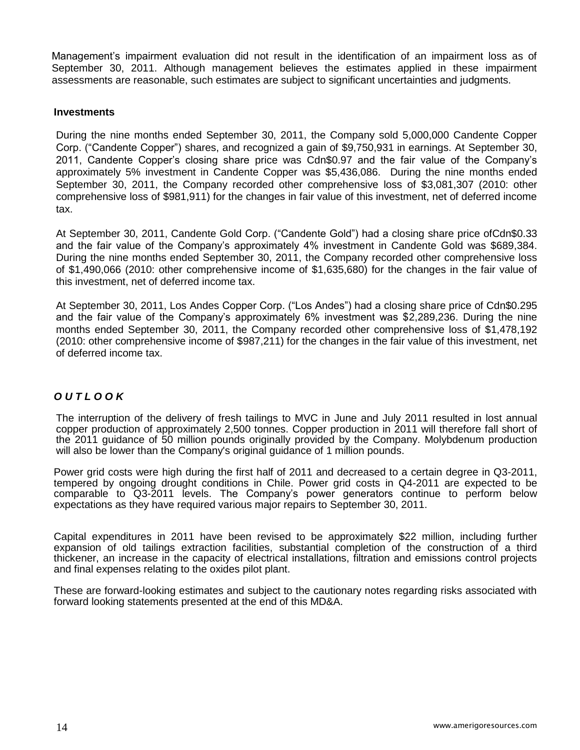Management's impairment evaluation did not result in the identification of an impairment loss as of September 30, 2011. Although management believes the estimates applied in these impairment assessments are reasonable, such estimates are subject to significant uncertainties and judgments.

**Investments**

During the nine months ended September 30, 2011, the Company sold 5,000,000 Candente Copper Corp. ("Candente Copper") shares, and recognized a gain of $9,750,931 in earnings. At September 30, 2011, Candente Copper's closing share price was Cdn$0.97 and the fair value of the Company's approximately 5% investment in Candente Copper was $5,436,086. During the nine months ended September 30, 2011, the Company recorded other comprehensive loss of $3,081,307 (2010: other comprehensive loss of $981,911) for the changes in fair value of this investment, net of deferred income tax.

At September 30, 2011, Candente Gold Corp. ("Candente Gold") had a closing share price ofCdn$0.33 and the fair value of the Company's approximately 4% investment in Candente Gold was $689,384. During the nine months ended September 30, 2011, the Company recorded other comprehensive loss of $1,490,066 (2010: other comprehensive income of $1,635,680) for the changes in the fair value of this investment, net of deferred income tax.

At September 30, 2011, Los Andes Copper Corp. ("Los Andes") had a closing share price of Cdn$0.295 and the fair value of the Company's approximately 6% investment was $2,289,236. During the nine months ended September 30, 2011, the Company recorded other comprehensive loss of $1,478,192 (2010: other comprehensive income of $987,211) for the changes in the fair value of this investment, net of deferred income tax.

## ***O U T L O O K***

The interruption of the delivery of fresh tailings to MVC in June and July 2011 resulted in lost annual copper production of approximately 2,500 tonnes. Copper production in 2011 will therefore fall short of the 2011 guidance of 50 million pounds originally provided by the Company. Molybdenum production will also be lower than the Company's original guidance of 1 million pounds.

Power grid costs were high during the first half of 2011 and decreased to a certain degree in Q3-2011, tempered by ongoing drought conditions in Chile. Power grid costs in Q4-2011 are expected to be comparable to Q3-2011 levels. The Company's power generators continue to perform below expectations as they have required various major repairs to September 30, 2011.

Capital expenditures in 2011 have been revised to be approximately $22 million, including further expansion of old tailings extraction facilities, substantial completion of the construction of a third thickener, an increase in the capacity of electrical installations, filtration and emissions control projects and final expenses relating to the oxides pilot plant.

These are forward-looking estimates and subject to the cautionary notes regarding risks associated with forward looking statements presented at the end of this MD&A.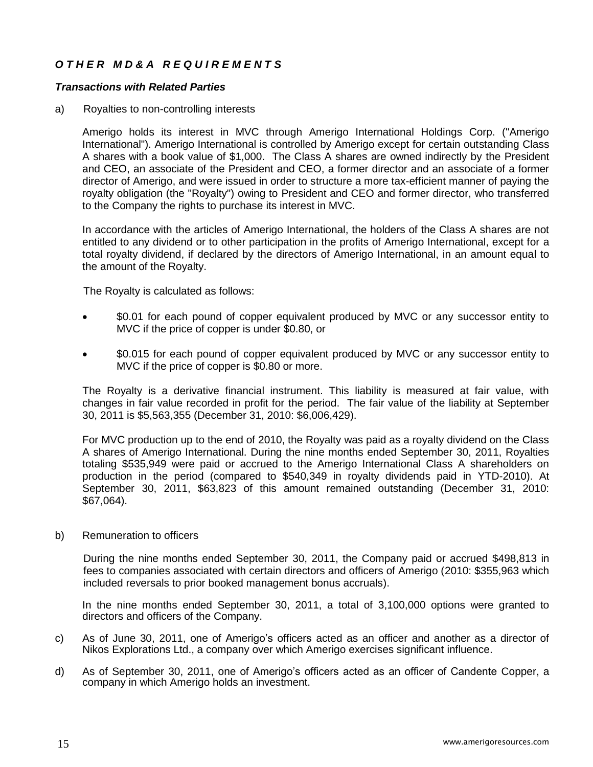## ***OTHER MD&A REQUIREMENTS***

### ***Transactions with Related Parties***

a) Royalties to non-controlling interests

Amerigo holds its interest in MVC through Amerigo International Holdings Corp. ("Amerigo International"). Amerigo International is controlled by Amerigo except for certain outstanding Class A shares with a book value of $1,000. The Class A shares are owned indirectly by the President and CEO, an associate of the President and CEO, a former director and an associate of a former director of Amerigo, and were issued in order to structure a more tax-efficient manner of paying the royalty obligation (the "Royalty") owing to President and CEO and former director, who transferred to the Company the rights to purchase its interest in MVC.

In accordance with the articles of Amerigo International, the holders of the Class A shares are not entitled to any dividend or to other participation in the profits of Amerigo International, except for a total royalty dividend, if declared by the directors of Amerigo International, in an amount equal to the amount of the Royalty.

The Royalty is calculated as follows:

- $0.01 for each pound of copper equivalent produced by MVC or any successor entity to MVC if the price of copper is under $0.80, or
- $0.015 for each pound of copper equivalent produced by MVC or any successor entity to MVC if the price of copper is $0.80 or more.

The Royalty is a derivative financial instrument. This liability is measured at fair value, with changes in fair value recorded in profit for the period. The fair value of the liability at September 30, 2011 is $5,563,355 (December 31, 2010: $6,006,429).

For MVC production up to the end of 2010, the Royalty was paid as a royalty dividend on the Class A shares of Amerigo International. During the nine months ended September 30, 2011, Royalties totaling $535,949 were paid or accrued to the Amerigo International Class A shareholders on production in the period (compared to $540,349 in royalty dividends paid in YTD-2010). At September 30, 2011, $63,823 of this amount remained outstanding (December 31, 2010: $67,064).

b) Remuneration to officers

During the nine months ended September 30, 2011, the Company paid or accrued $498,813 in fees to companies associated with certain directors and officers of Amerigo (2010: $355,963 which included reversals to prior booked management bonus accruals).

In the nine months ended September 30, 2011, a total of 3,100,000 options were granted to directors and officers of the Company.

c) As of June 30, 2011, one of Amerigo's officers acted as an officer and another as a director of Nikos Explorations Ltd., a company over which Amerigo exercises significant influence.

d) As of September 30, 2011, one of Amerigo's officers acted as an officer of Candente Copper, a company in which Amerigo holds an investment.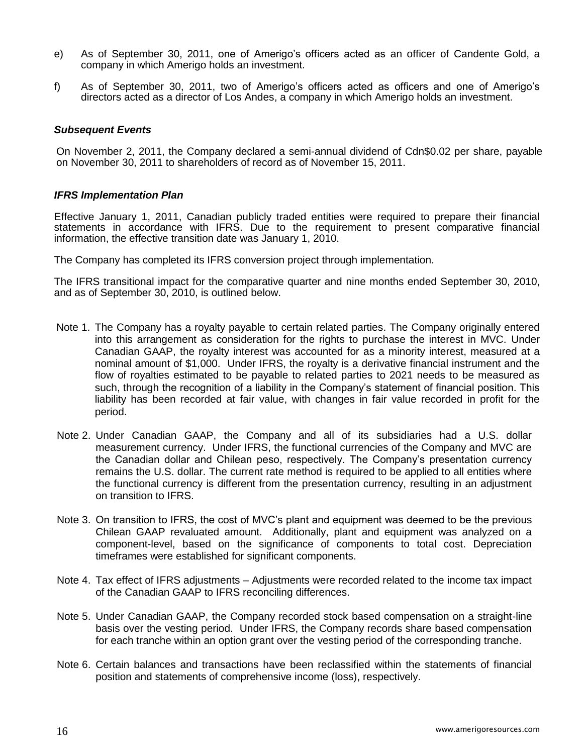e) As of September 30, 2011, one of Amerigo's officers acted as an officer of Candente Gold, a company in which Amerigo holds an investment.

f) As of September 30, 2011, two of Amerigo's officers acted as officers and one of Amerigo's directors acted as a director of Los Andes, a company in which Amerigo holds an investment.

### *Subsequent Events*

On November 2, 2011, the Company declared a semi-annual dividend of Cdn$0.02 per share, payable on November 30, 2011 to shareholders of record as of November 15, 2011.

### *IFRS Implementation Plan*

Effective January 1, 2011, Canadian publicly traded entities were required to prepare their financial statements in accordance with IFRS. Due to the requirement to present comparative financial information, the effective transition date was January 1, 2010.

The Company has completed its IFRS conversion project through implementation.

The IFRS transitional impact for the comparative quarter and nine months ended September 30, 2010, and as of September 30, 2010, is outlined below.

Note 1. The Company has a royalty payable to certain related parties. The Company originally entered into this arrangement as consideration for the rights to purchase the interest in MVC. Under Canadian GAAP, the royalty interest was accounted for as a minority interest, measured at a nominal amount of $1,000. Under IFRS, the royalty is a derivative financial instrument and the flow of royalties estimated to be payable to related parties to 2021 needs to be measured as such, through the recognition of a liability in the Company's statement of financial position. This liability has been recorded at fair value, with changes in fair value recorded in profit for the period.

Note 2. Under Canadian GAAP, the Company and all of its subsidiaries had a U.S. dollar measurement currency. Under IFRS, the functional currencies of the Company and MVC are the Canadian dollar and Chilean peso, respectively. The Company's presentation currency remains the U.S. dollar. The current rate method is required to be applied to all entities where the functional currency is different from the presentation currency, resulting in an adjustment on transition to IFRS.

Note 3. On transition to IFRS, the cost of MVC's plant and equipment was deemed to be the previous Chilean GAAP revaluated amount. Additionally, plant and equipment was analyzed on a component-level, based on the significance of components to total cost. Depreciation timeframes were established for significant components.

Note 4. Tax effect of IFRS adjustments – Adjustments were recorded related to the income tax impact of the Canadian GAAP to IFRS reconciling differences.

Note 5. Under Canadian GAAP, the Company recorded stock based compensation on a straight-line basis over the vesting period. Under IFRS, the Company records share based compensation for each tranche within an option grant over the vesting period of the corresponding tranche.

Note 6. Certain balances and transactions have been reclassified within the statements of financial position and statements of comprehensive income (loss), respectively.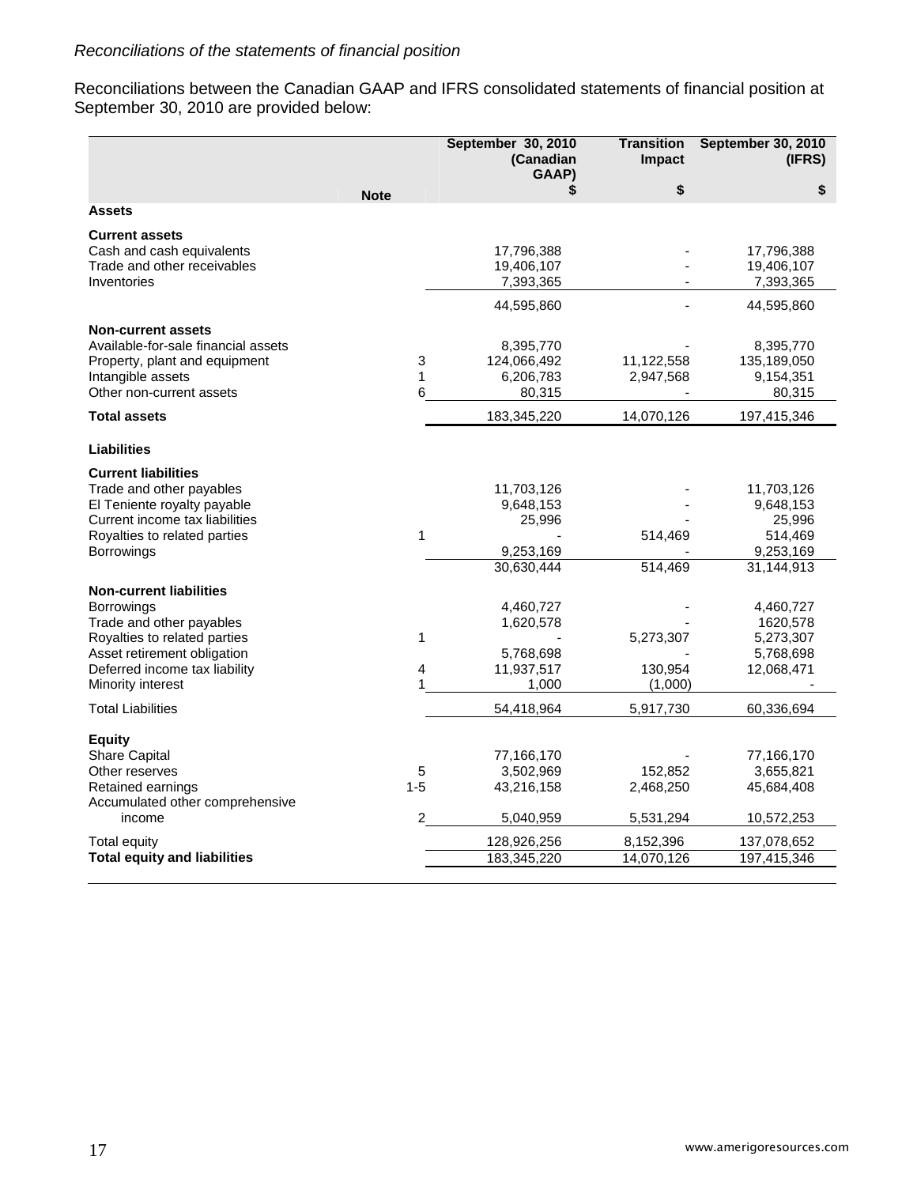*Reconciliations of the statements of financial position*

Reconciliations between the Canadian GAAP and IFRS consolidated statements of financial position at September 30, 2010 are provided below:

| | Note | September 30, 2010 (Canadian GAAP) $ | Transition Impact $ | September 30, 2010 (IFRS) $ |
|---|---|---|---|---|
| **Assets** | | | | |
| **Current assets** | | | | |
| Cash and cash equivalents | | 17,796,388 | - | 17,796,388 |
| Trade and other receivables | | 19,406,107 | - | 19,406,107 |
| Inventories | | 7,393,365 | - | 7,393,365 |
| | | 44,595,860 | - | 44,595,860 |
| **Non-current assets** | | | | |
| Available-for-sale financial assets | | 8,395,770 | - | 8,395,770 |
| Property, plant and equipment | 3 | 124,066,492 | 11,122,558 | 135,189,050 |
| Intangible assets | 1 | 6,206,783 | 2,947,568 | 9,154,351 |
| Other non-current assets | 6 | 80,315 | - | 80,315 |
| **Total assets** | | 183,345,220 | 14,070,126 | 197,415,346 |
| **Liabilities** | | | | |
| **Current liabilities** | | | | |
| Trade and other payables | | 11,703,126 | - | 11,703,126 |
| El Teniente royalty payable | | 9,648,153 | - | 9,648,153 |
| Current income tax liabilities | | 25,996 | - | 25,996 |
| Royalties to related parties | 1 | - | 514,469 | 514,469 |
| Borrowings | | 9,253,169 | - | 9,253,169 |
| | | 30,630,444 | 514,469 | 31,144,913 |
| **Non-current liabilities** | | | | |
| Borrowings | | 4,460,727 | - | 4,460,727 |
| Trade and other payables | | 1,620,578 | - | 1620,578 |
| Royalties to related parties | 1 | - | 5,273,307 | 5,273,307 |
| Asset retirement obligation | | 5,768,698 | - | 5,768,698 |
| Deferred income tax liability | 4 | 11,937,517 | 130,954 | 12,068,471 |
| Minority interest | 1 | 1,000 | (1,000) | - |
| Total Liabilities | | 54,418,964 | 5,917,730 | 60,336,694 |
| **Equity** | | | | |
| Share Capital | | 77,166,170 | - | 77,166,170 |
| Other reserves | 5 | 3,502,969 | 152,852 | 3,655,821 |
| Retained earnings | 1-5 | 43,216,158 | 2,468,250 | 45,684,408 |
| Accumulated other comprehensive income | 2 | 5,040,959 | 5,531,294 | 10,572,253 |
| Total equity | | 128,926,256 | 8,152,396 | 137,078,652 |
| **Total equity and liabilities** | | 183,345,220 | 14,070,126 | 197,415,346 |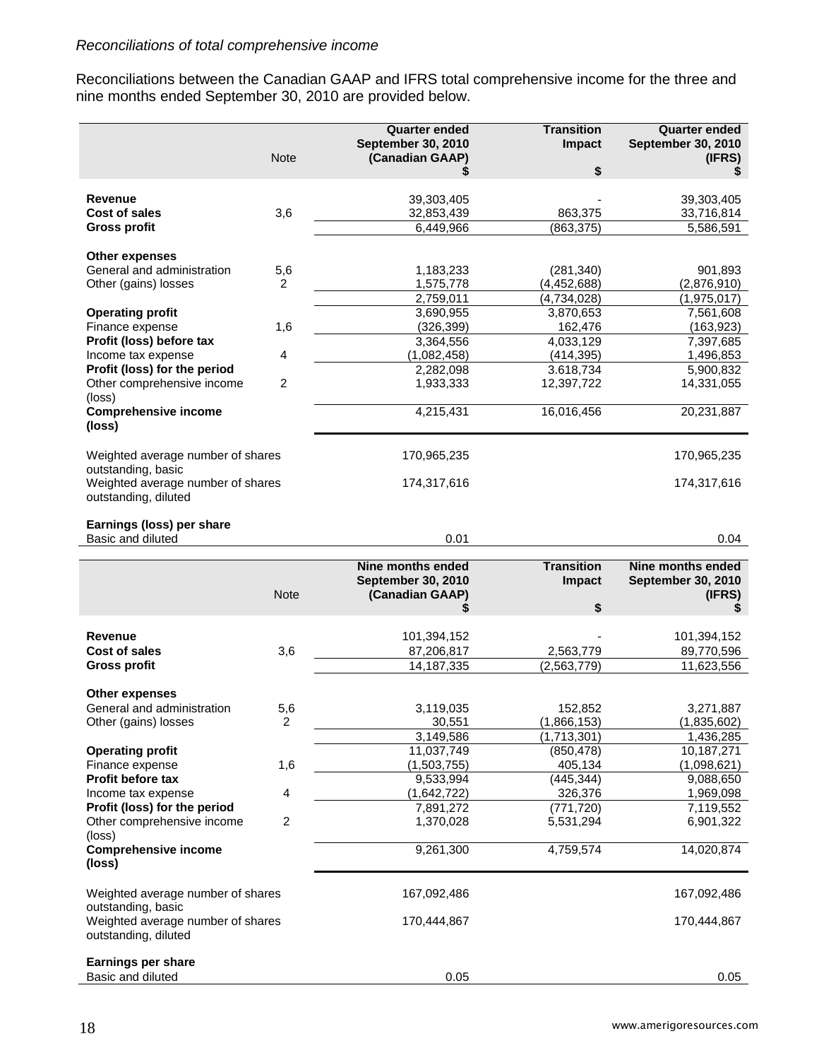*Reconciliations of total comprehensive income*

Reconciliations between the Canadian GAAP and IFRS total comprehensive income for the three and nine months ended September 30, 2010 are provided below.

| | Note | **Quarter ended September 30, 2010 (Canadian GAAP) $** | **Transition Impact $** | **Quarter ended September 30, 2010 (IFRS) $** |
|---|---|---|---|---|
| **Revenue** | | 39,303,405 | - | 39,303,405 |
| **Cost of sales** | 3,6 | 32,853,439 | 863,375 | 33,716,814 |
| **Gross profit** | | 6,449,966 | (863,375) | 5,586,591 |
| **Other expenses** | | | | |
| General and administration | 5,6 | 1,183,233 | (281,340) | 901,893 |
| Other (gains) losses | 2 | 1,575,778 | (4,452,688) | (2,876,910) |
| | | 2,759,011 | (4,734,028) | (1,975,017) |
| **Operating profit** | | 3,690,955 | 3,870,653 | 7,561,608 |
| Finance expense | 1,6 | (326,399) | 162,476 | (163,923) |
| **Profit (loss) before tax** | | 3,364,556 | 4,033,129 | 7,397,685 |
| Income tax expense | 4 | (1,082,458) | (414,395) | 1,496,853 |
| **Profit (loss) for the period** | | 2,282,098 | 3.618,734 | 5,900,832 |
| Other comprehensive income (loss) | 2 | 1,933,333 | 12,397,722 | 14,331,055 |
| **Comprehensive income (loss)** | | 4,215,431 | 16,016,456 | 20,231,887 |
| Weighted average number of shares outstanding, basic | | 170,965,235 | | 170,965,235 |
| Weighted average number of shares outstanding, diluted | | 174,317,616 | | 174,317,616 |
| **Earnings (loss) per share** | | | | |
| Basic and diluted | | 0.01 | | 0.04 |

| | Note | **Nine months ended September 30, 2010 (Canadian GAAP) $** | **Transition Impact $** | **Nine months ended September 30, 2010 (IFRS) $** |
|---|---|---|---|---|
| **Revenue** | | 101,394,152 | - | 101,394,152 |
| **Cost of sales** | 3,6 | 87,206,817 | 2,563,779 | 89,770,596 |
| **Gross profit** | | 14,187,335 | (2,563,779) | 11,623,556 |
| **Other expenses** | | | | |
| General and administration | 5,6 | 3,119,035 | 152,852 | 3,271,887 |
| Other (gains) losses | 2 | 30,551 | (1,866,153) | (1,835,602) |
| | | 3,149,586 | (1,713,301) | 1,436,285 |
| **Operating profit** | | 11,037,749 | (850,478) | 10,187,271 |
| Finance expense | 1,6 | (1,503,755) | 405,134 | (1,098,621) |
| **Profit before tax** | | 9,533,994 | (445,344) | 9,088,650 |
| Income tax expense | 4 | (1,642,722) | 326,376 | 1,969,098 |
| **Profit (loss) for the period** | | 7,891,272 | (771,720) | 7,119,552 |
| Other comprehensive income (loss) | 2 | 1,370,028 | 5,531,294 | 6,901,322 |
| **Comprehensive income (loss)** | | 9,261,300 | 4,759,574 | 14,020,874 |
| Weighted average number of shares outstanding, basic | | 167,092,486 | | 167,092,486 |
| Weighted average number of shares outstanding, diluted | | 170,444,867 | | 170,444,867 |
| **Earnings per share** | | | | |
| Basic and diluted | | 0.05 | | 0.05 |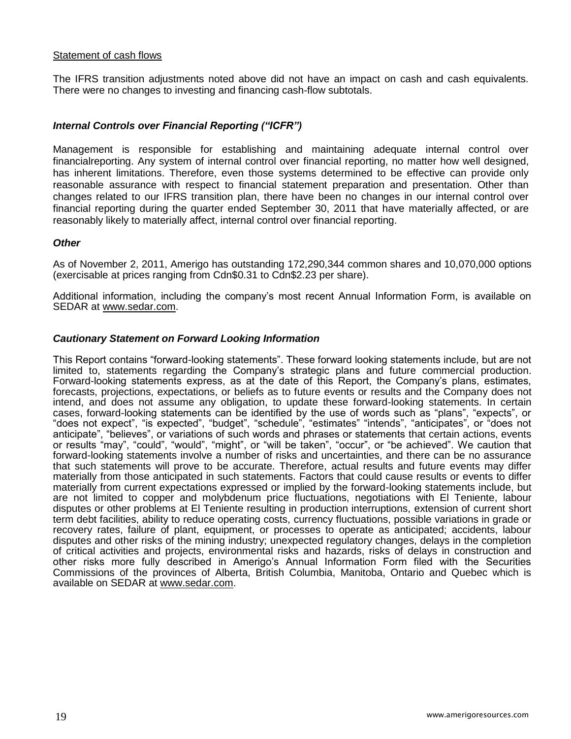Statement of cash flows

The IFRS transition adjustments noted above did not have an impact on cash and cash equivalents. There were no changes to investing and financing cash-flow subtotals.

### *Internal Controls over Financial Reporting ("ICFR")*

Management is responsible for establishing and maintaining adequate internal control over financialreporting. Any system of internal control over financial reporting, no matter how well designed, has inherent limitations. Therefore, even those systems determined to be effective can provide only reasonable assurance with respect to financial statement preparation and presentation. Other than changes related to our IFRS transition plan, there have been no changes in our internal control over financial reporting during the quarter ended September 30, 2011 that have materially affected, or are reasonably likely to materially affect, internal control over financial reporting.

### *Other*

As of November 2, 2011, Amerigo has outstanding 172,290,344 common shares and 10,070,000 options (exercisable at prices ranging from Cdn$0.31 to Cdn$2.23 per share).

Additional information, including the company's most recent Annual Information Form, is available on SEDAR at www.sedar.com.

### *Cautionary Statement on Forward Looking Information*

This Report contains "forward-looking statements". These forward looking statements include, but are not limited to, statements regarding the Company's strategic plans and future commercial production. Forward-looking statements express, as at the date of this Report, the Company's plans, estimates, forecasts, projections, expectations, or beliefs as to future events or results and the Company does not intend, and does not assume any obligation, to update these forward-looking statements. In certain cases, forward-looking statements can be identified by the use of words such as "plans", "expects", or "does not expect", "is expected", "budget", "schedule", "estimates" "intends", "anticipates", or "does not anticipate", "believes", or variations of such words and phrases or statements that certain actions, events or results "may", "could", "would", "might", or "will be taken", "occur", or "be achieved". We caution that forward-looking statements involve a number of risks and uncertainties, and there can be no assurance that such statements will prove to be accurate. Therefore, actual results and future events may differ materially from those anticipated in such statements. Factors that could cause results or events to differ materially from current expectations expressed or implied by the forward-looking statements include, but are not limited to copper and molybdenum price fluctuations, negotiations with El Teniente, labour disputes or other problems at El Teniente resulting in production interruptions, extension of current short term debt facilities, ability to reduce operating costs, currency fluctuations, possible variations in grade or recovery rates, failure of plant, equipment, or processes to operate as anticipated; accidents, labour disputes and other risks of the mining industry; unexpected regulatory changes, delays in the completion of critical activities and projects, environmental risks and hazards, risks of delays in construction and other risks more fully described in Amerigo's Annual Information Form filed with the Securities Commissions of the provinces of Alberta, British Columbia, Manitoba, Ontario and Quebec which is available on SEDAR at www.sedar.com.